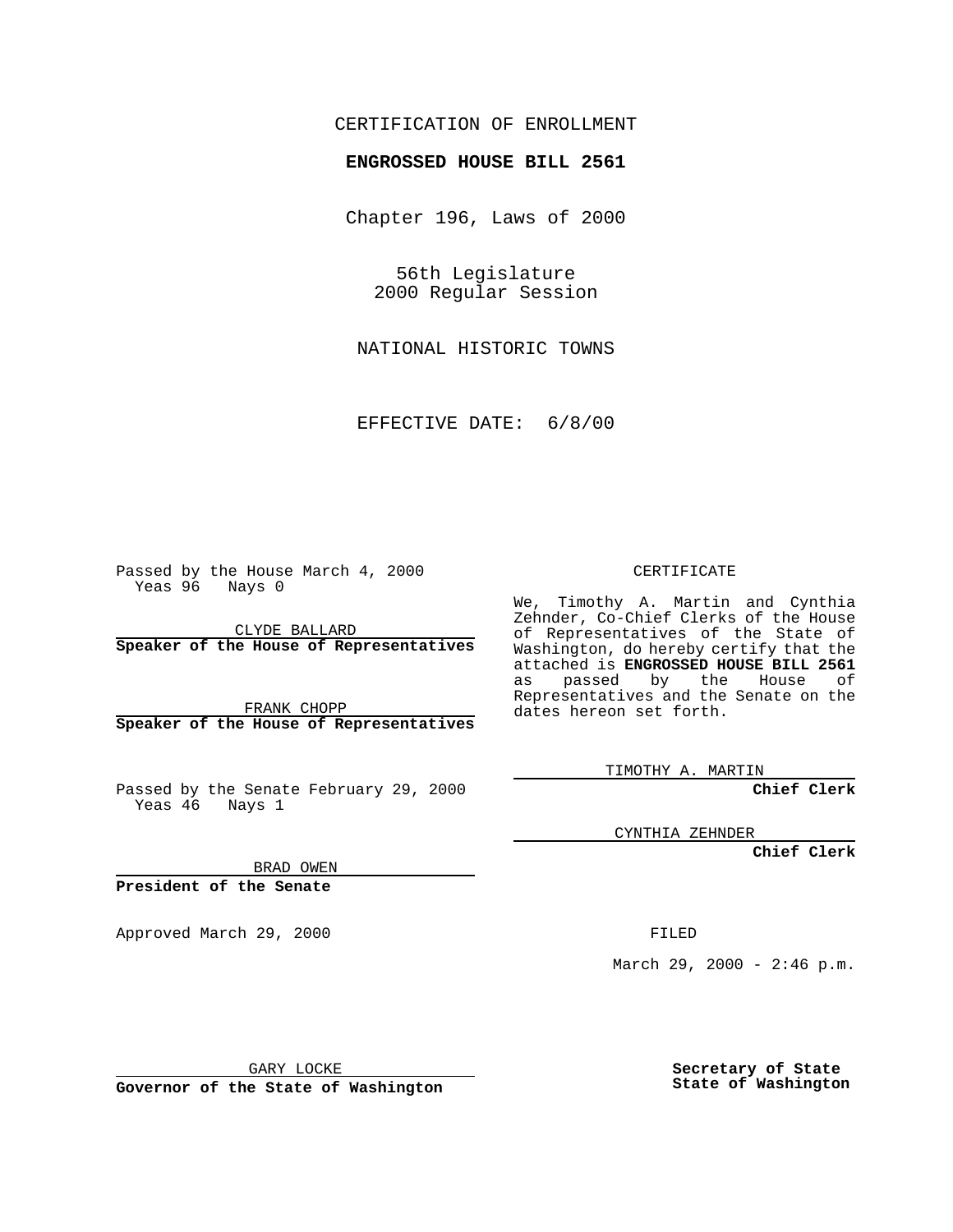CERTIFICATION OF ENROLLMENT

**ENGROSSED HOUSE BILL 2561**

Chapter 196, Laws of 2000

56th Legislature
2000 Regular Session

NATIONAL HISTORIC TOWNS

EFFECTIVE DATE: 6/8/00

Passed by the House March 4, 2000
Yeas 96 Nays 0

CLYDE BALLARD
**Speaker of the House of Representatives**

FRANK CHOPP
**Speaker of the House of Representatives**

Passed by the Senate February 29, 2000
Yeas 46 Nays 1

BRAD OWEN
**President of the Senate**

Approved March 29, 2000

GARY LOCKE
**Governor of the State of Washington**

CERTIFICATE

We, Timothy A. Martin and Cynthia Zehnder, Co-Chief Clerks of the House of Representatives of the State of Washington, do hereby certify that the attached is **ENGROSSED HOUSE BILL 2561** as passed by the House of Representatives and the Senate on the dates hereon set forth.

TIMOTHY A. MARTIN
**Chief Clerk**

CYNTHIA ZEHNDER
**Chief Clerk**

FILED

March 29, 2000 - 2:46 p.m.

**Secretary of State**
**State of Washington**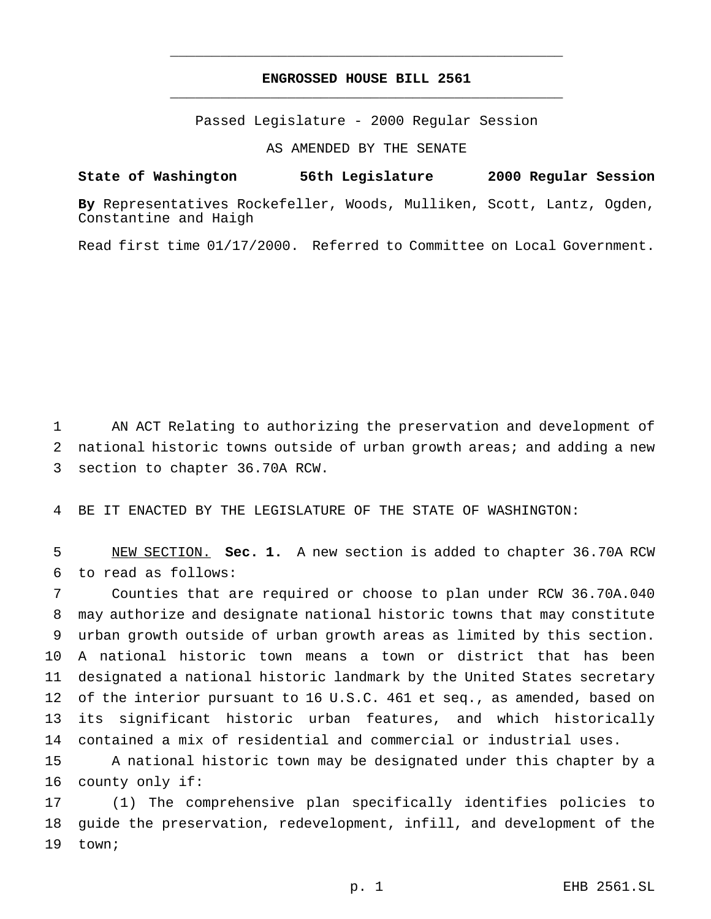**ENGROSSED HOUSE BILL 2561**

Passed Legislature - 2000 Regular Session

AS AMENDED BY THE SENATE

**State of Washington 56th Legislature 2000 Regular Session**

**By** Representatives Rockefeller, Woods, Mulliken, Scott, Lantz, Ogden, Constantine and Haigh

Read first time 01/17/2000. Referred to Committee on Local Government.

AN ACT Relating to authorizing the preservation and development of national historic towns outside of urban growth areas; and adding a new section to chapter 36.70A RCW.

BE IT ENACTED BY THE LEGISLATURE OF THE STATE OF WASHINGTON:

NEW SECTION. **Sec. 1.** A new section is added to chapter 36.70A RCW to read as follows:

Counties that are required or choose to plan under RCW 36.70A.040 may authorize and designate national historic towns that may constitute urban growth outside of urban growth areas as limited by this section. A national historic town means a town or district that has been designated a national historic landmark by the United States secretary of the interior pursuant to 16 U.S.C. 461 et seq., as amended, based on its significant historic urban features, and which historically contained a mix of residential and commercial or industrial uses.

A national historic town may be designated under this chapter by a county only if:

(1) The comprehensive plan specifically identifies policies to guide the preservation, redevelopment, infill, and development of the town;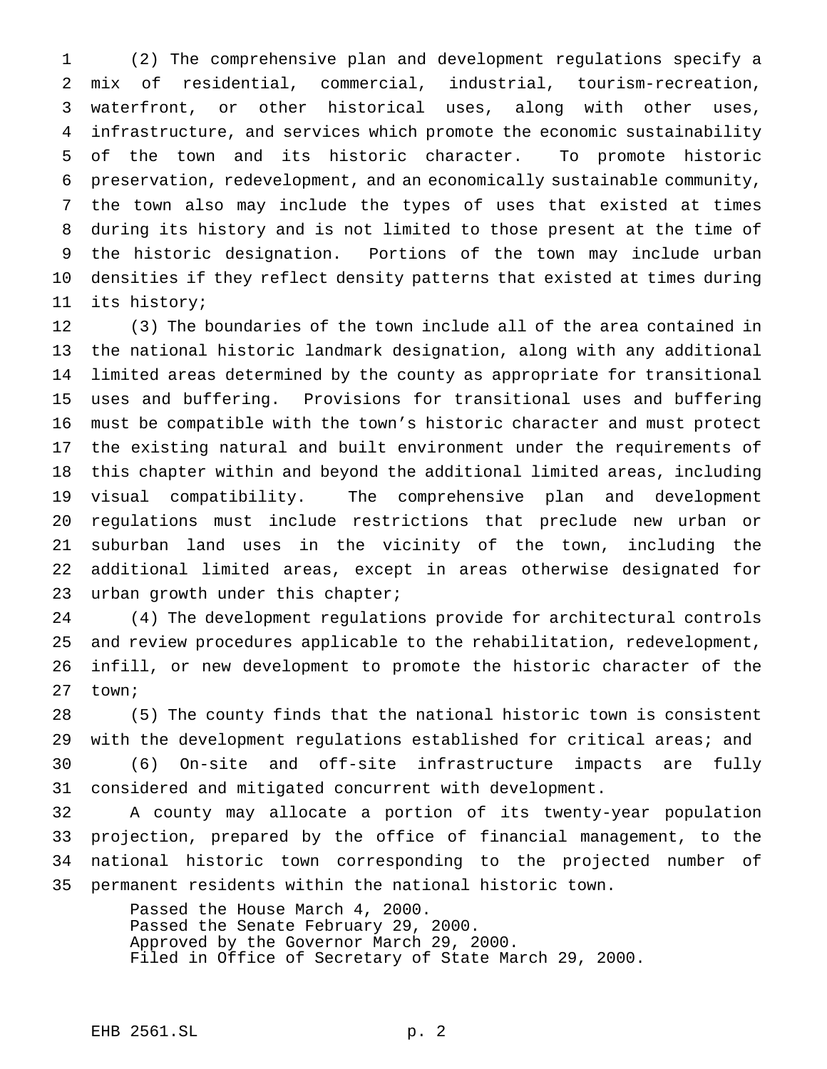(2) The comprehensive plan and development regulations specify a mix of residential, commercial, industrial, tourism-recreation, waterfront, or other historical uses, along with other uses, infrastructure, and services which promote the economic sustainability of the town and its historic character. To promote historic preservation, redevelopment, and an economically sustainable community, the town also may include the types of uses that existed at times during its history and is not limited to those present at the time of the historic designation. Portions of the town may include urban densities if they reflect density patterns that existed at times during its history;

(3) The boundaries of the town include all of the area contained in the national historic landmark designation, along with any additional limited areas determined by the county as appropriate for transitional uses and buffering. Provisions for transitional uses and buffering must be compatible with the town's historic character and must protect the existing natural and built environment under the requirements of this chapter within and beyond the additional limited areas, including visual compatibility. The comprehensive plan and development regulations must include restrictions that preclude new urban or suburban land uses in the vicinity of the town, including the additional limited areas, except in areas otherwise designated for urban growth under this chapter;

(4) The development regulations provide for architectural controls and review procedures applicable to the rehabilitation, redevelopment, infill, or new development to promote the historic character of the town;

(5) The county finds that the national historic town is consistent with the development regulations established for critical areas; and

(6) On-site and off-site infrastructure impacts are fully considered and mitigated concurrent with development.

A county may allocate a portion of its twenty-year population projection, prepared by the office of financial management, to the national historic town corresponding to the projected number of permanent residents within the national historic town.

Passed the House March 4, 2000.
Passed the Senate February 29, 2000.
Approved by the Governor March 29, 2000.
Filed in Office of Secretary of State March 29, 2000.